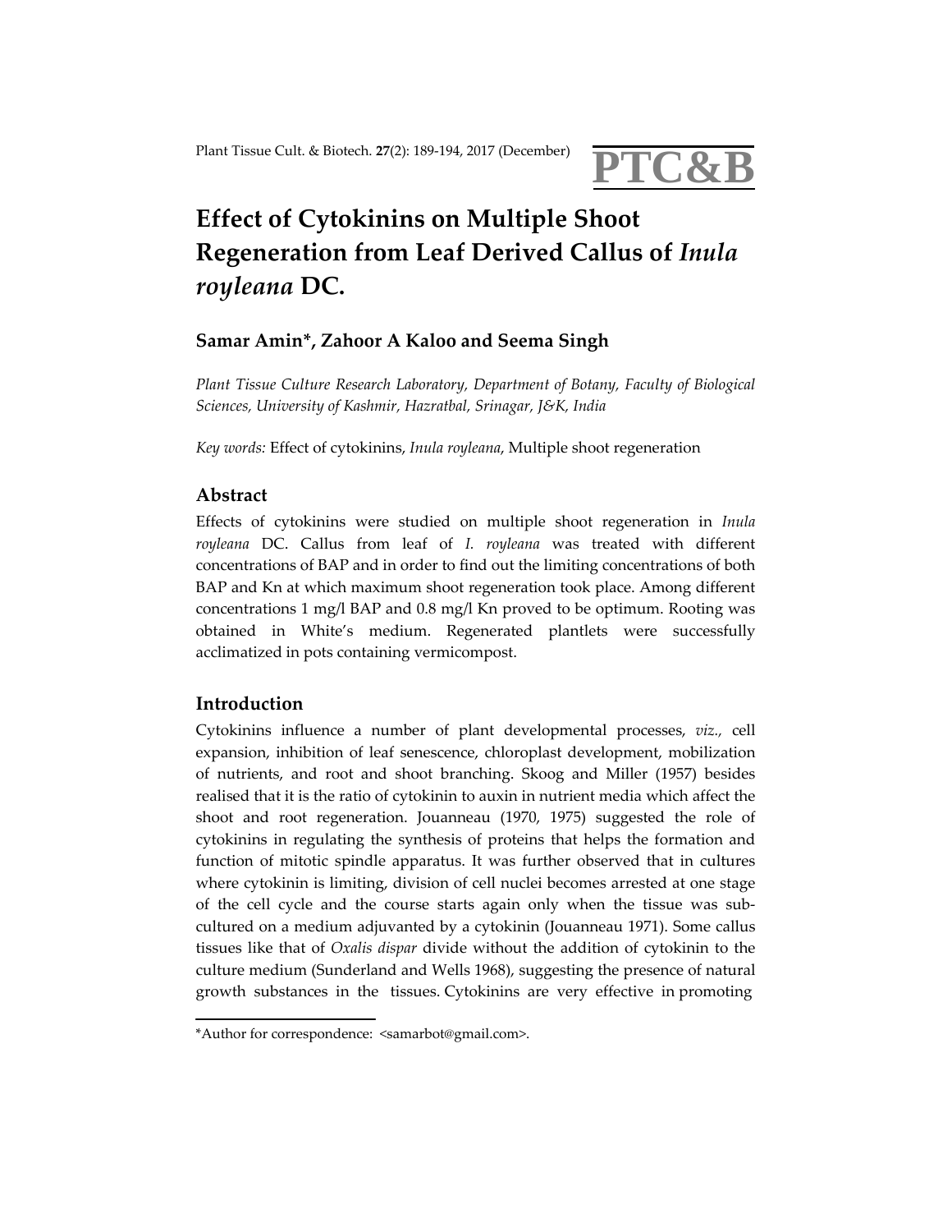# Effect of Cytokinins on Multiple Shoot Regeneration from Leaf Derived Callus of *Inula royleana* DC.

**Samar Amin*, Zahoor A Kaloo and Seema Singh**

*Plant Tissue Culture Research Laboratory, Department of Botany, Faculty of Biological Sciences, University of Kashmir, Hazratbal, Srinagar, J&K, India*

*Key words:* Effect of cytokinins, *Inula royleana*, Multiple shoot regeneration

## Abstract

Effects of cytokinins were studied on multiple shoot regeneration in *Inula royleana* DC. Callus from leaf of *I. royleana* was treated with different concentrations of BAP and in order to find out the limiting concentrations of both BAP and Kn at which maximum shoot regeneration took place. Among different concentrations 1 mg/l BAP and 0.8 mg/l Kn proved to be optimum. Rooting was obtained in White's medium. Regenerated plantlets were successfully acclimatized in pots containing vermicompost.

## Introduction

Cytokinins influence a number of plant developmental processes, *viz.*, cell expansion, inhibition of leaf senescence, chloroplast development, mobilization of nutrients, and root and shoot branching. Skoog and Miller (1957) besides realised that it is the ratio of cytokinin to auxin in nutrient media which affect the shoot and root regeneration. Jouanneau (1970, 1975) suggested the role of cytokinins in regulating the synthesis of proteins that helps the formation and function of mitotic spindle apparatus. It was further observed that in cultures where cytokinin is limiting, division of cell nuclei becomes arrested at one stage of the cell cycle and the course starts again only when the tissue was sub-cultured on a medium adjuvanted by a cytokinin (Jouanneau 1971). Some callus tissues like that of *Oxalis dispar* divide without the addition of cytokinin to the culture medium (Sunderland and Wells 1968), suggesting the presence of natural growth substances in the tissues. Cytokinins are very effective in promoting

*Author for correspondence: <samarbot@gmail.com>.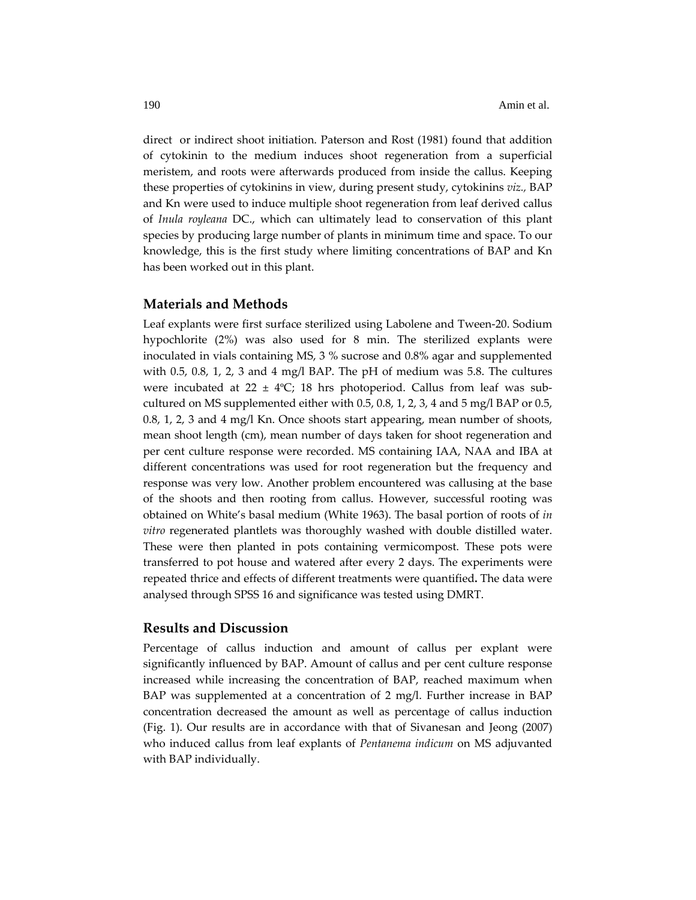direct or indirect shoot initiation. Paterson and Rost (1981) found that addition of cytokinin to the medium induces shoot regeneration from a superficial meristem, and roots were afterwards produced from inside the callus. Keeping these properties of cytokinins in view, during present study, cytokinins *viz.*, BAP and Kn were used to induce multiple shoot regeneration from leaf derived callus of *Inula royleana* DC., which can ultimately lead to conservation of this plant species by producing large number of plants in minimum time and space. To our knowledge, this is the first study where limiting concentrations of BAP and Kn has been worked out in this plant.

## Materials and Methods

Leaf explants were first surface sterilized using Labolene and Tween-20. Sodium hypochlorite (2%) was also used for 8 min. The sterilized explants were inoculated in vials containing MS, 3 % sucrose and 0.8% agar and supplemented with 0.5, 0.8, 1, 2, 3 and 4 mg/l BAP. The pH of medium was 5.8. The cultures were incubated at 22 ± 4ºC; 18 hrs photoperiod. Callus from leaf was sub-cultured on MS supplemented either with 0.5, 0.8, 1, 2, 3, 4 and 5 mg/l BAP or 0.5, 0.8, 1, 2, 3 and 4 mg/l Kn. Once shoots start appearing, mean number of shoots, mean shoot length (cm), mean number of days taken for shoot regeneration and per cent culture response were recorded. MS containing IAA, NAA and IBA at different concentrations was used for root regeneration but the frequency and response was very low. Another problem encountered was callusing at the base of the shoots and then rooting from callus. However, successful rooting was obtained on White's basal medium (White 1963). The basal portion of roots of *in vitro* regenerated plantlets was thoroughly washed with double distilled water. These were then planted in pots containing vermicompost. These pots were transferred to pot house and watered after every 2 days. The experiments were repeated thrice and effects of different treatments were quantified**.** The data were analysed through SPSS 16 and significance was tested using DMRT.

## Results and Discussion

Percentage of callus induction and amount of callus per explant were significantly influenced by BAP. Amount of callus and per cent culture response increased while increasing the concentration of BAP, reached maximum when BAP was supplemented at a concentration of 2 mg/l. Further increase in BAP concentration decreased the amount as well as percentage of callus induction (Fig. 1). Our results are in accordance with that of Sivanesan and Jeong (2007) who induced callus from leaf explants of *Pentanema indicum* on MS adjuvanted with BAP individually.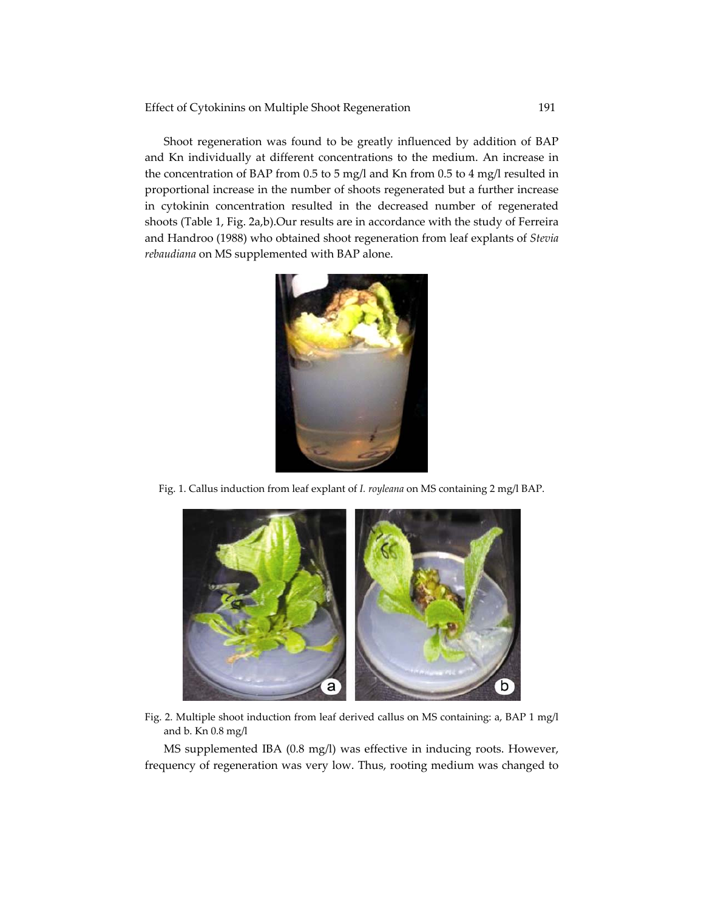Shoot regeneration was found to be greatly influenced by addition of BAP and Kn individually at different concentrations to the medium. An increase in the concentration of BAP from 0.5 to 5 mg/l and Kn from 0.5 to 4 mg/l resulted in proportional increase in the number of shoots regenerated but a further increase in cytokinin concentration resulted in the decreased number of regenerated shoots (Table 1, Fig. 2a,b).Our results are in accordance with the study of Ferreira and Handroo (1988) who obtained shoot regeneration from leaf explants of *Stevia rebaudiana* on MS supplemented with BAP alone.

Fig. 1. Callus induction from leaf explant of *I. royleana* on MS containing 2 mg/l BAP.

Fig. 2. Multiple shoot induction from leaf derived callus on MS containing: a, BAP 1 mg/l and b. Kn 0.8 mg/l

MS supplemented IBA (0.8 mg/l) was effective in inducing roots. However, frequency of regeneration was very low. Thus, rooting medium was changed to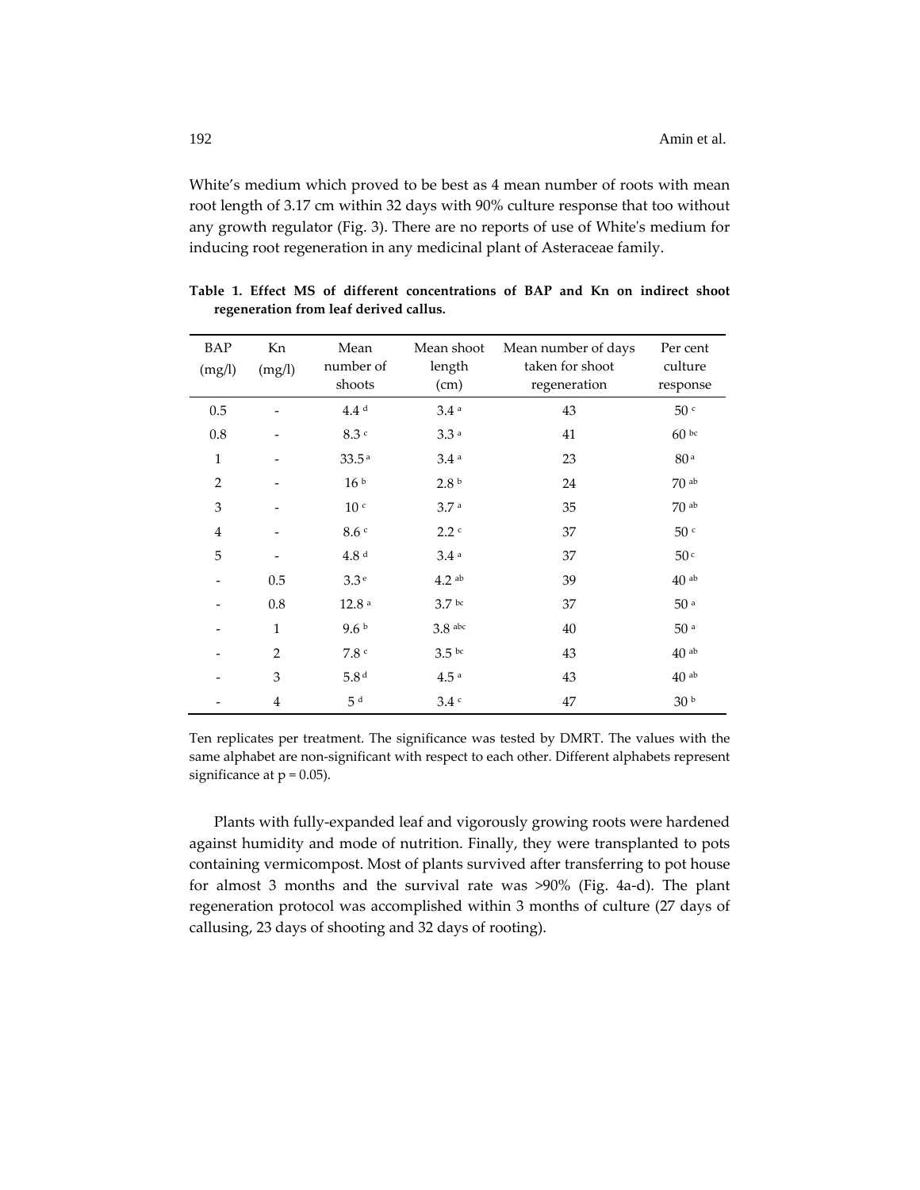White's medium which proved to be best as 4 mean number of roots with mean root length of 3.17 cm within 32 days with 90% culture response that too without any growth regulator (Fig. 3). There are no reports of use of White's medium for inducing root regeneration in any medicinal plant of Asteraceae family.

**Table 1. Effect MS of different concentrations of BAP and Kn on indirect shoot regeneration from leaf derived callus.**

| BAP (mg/l) | Kn (mg/l) | Mean number of shoots | Mean shoot length (cm) | Mean number of days taken for shoot regeneration | Per cent culture response |
|---|---|---|---|---|---|
| 0.5 | - | 4.4 d | 3.4 a | 43 | 50 c |
| 0.8 | - | 8.3 c | 3.3 a | 41 | 60 bc |
| 1 | - | 33.5 a | 3.4 a | 23 | 80 a |
| 2 | - | 16 b | 2.8 b | 24 | 70 ab |
| 3 | - | 10 c | 3.7 a | 35 | 70 ab |
| 4 | - | 8.6 c | 2.2 c | 37 | 50 c |
| 5 | - | 4.8 d | 3.4 a | 37 | 50 c |
| - | 0.5 | 3.3 e | 4.2 ab | 39 | 40 ab |
| - | 0.8 | 12.8 a | 3.7 bc | 37 | 50 a |
| - | 1 | 9.6 b | 3.8 abc | 40 | 50 a |
| - | 2 | 7.8 c | 3.5 bc | 43 | 40 ab |
| - | 3 | 5.8 d | 4.5 a | 43 | 40 ab |
| - | 4 | 5 d | 3.4 c | 47 | 30 b |

Ten replicates per treatment. The significance was tested by DMRT. The values with the same alphabet are non-significant with respect to each other. Different alphabets represent significance at $p = 0.05$).

Plants with fully-expanded leaf and vigorously growing roots were hardened against humidity and mode of nutrition. Finally, they were transplanted to pots containing vermicompost. Most of plants survived after transferring to pot house for almost 3 months and the survival rate was >90% (Fig. 4a-d). The plant regeneration protocol was accomplished within 3 months of culture (27 days of callusing, 23 days of shooting and 32 days of rooting).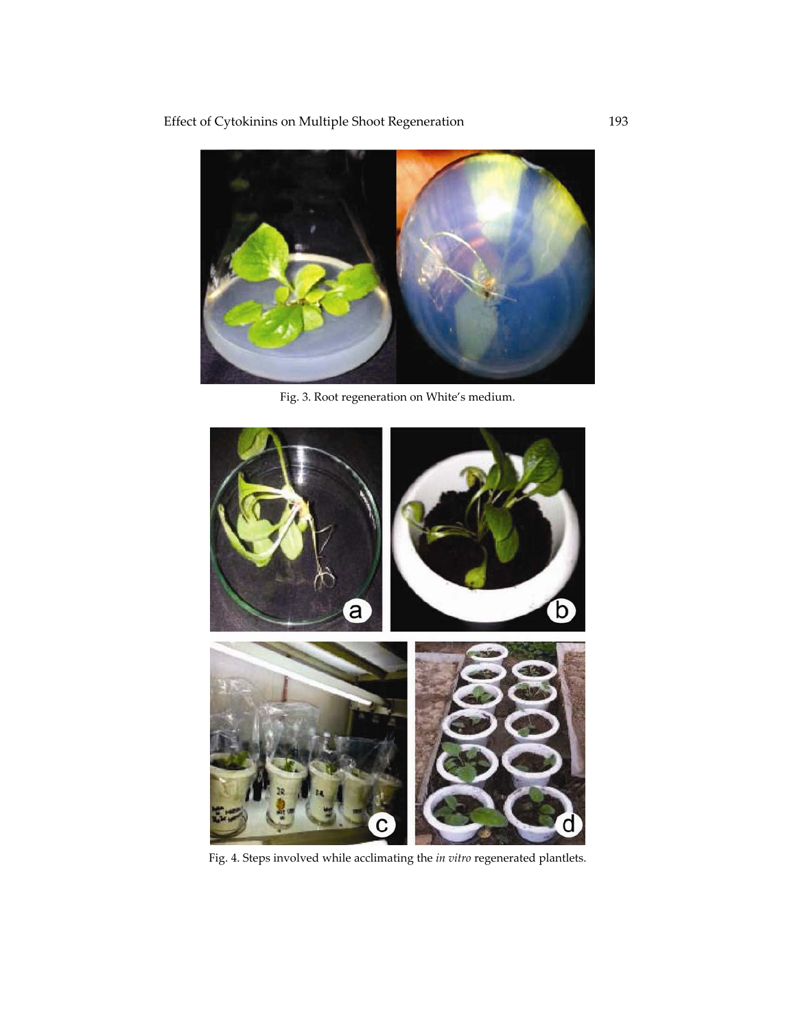Fig. 3. Root regeneration on White's medium.

Fig. 4. Steps involved while acclimating the *in vitro* regenerated plantlets.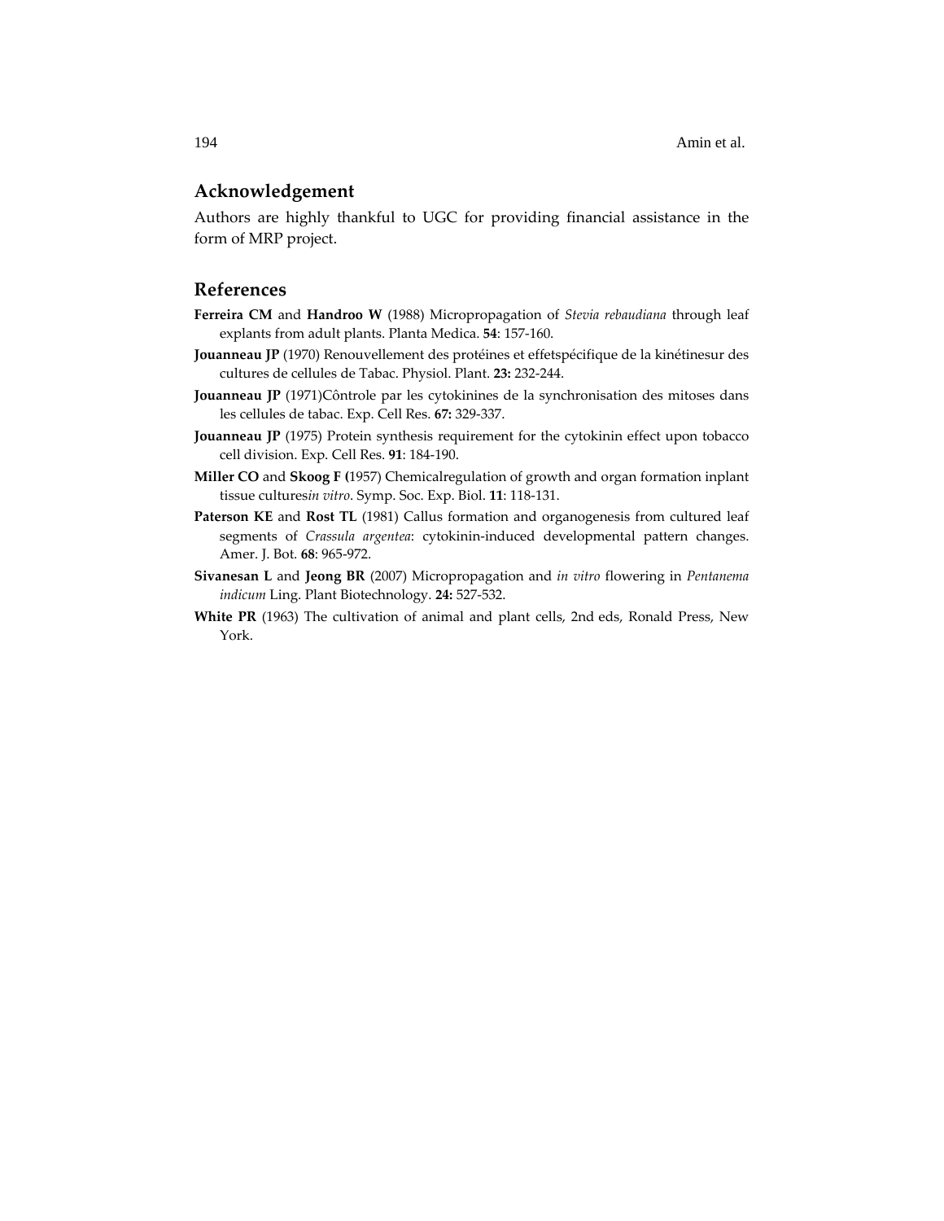## Acknowledgement

Authors are highly thankful to UGC for providing financial assistance in the form of MRP project.

## References

**Ferreira CM** and **Handroo W** (1988) Micropropagation of *Stevia rebaudiana* through leaf explants from adult plants. Planta Medica. **54**: 157-160.

**Jouanneau JP** (1970) Renouvellement des protéines et effetspécifique de la kinétinesur des cultures de cellules de Tabac. Physiol. Plant. **23:** 232-244.

**Jouanneau JP** (1971)Côntrole par les cytokinines de la synchronisation des mitoses dans les cellules de tabac. Exp. Cell Res. **67:** 329-337.

**Jouanneau JP** (1975) Protein synthesis requirement for the cytokinin effect upon tobacco cell division. Exp. Cell Res. **91**: 184-190.

**Miller CO** and **Skoog F (**1957) Chemicalregulation of growth and organ formation inplant tissue cultures*in vitro*. Symp. Soc. Exp. Biol. **11**: 118-131.

**Paterson KE** and **Rost TL** (1981) Callus formation and organogenesis from cultured leaf segments of *Crassula argentea*: cytokinin-induced developmental pattern changes. Amer. J. Bot. **68**: 965-972.

**Sivanesan L** and **Jeong BR** (2007) Micropropagation and *in vitro* flowering in *Pentanema indicum* Ling. Plant Biotechnology. **24:** 527-532.

**White PR** (1963) The cultivation of animal and plant cells, 2nd eds, Ronald Press, New York.